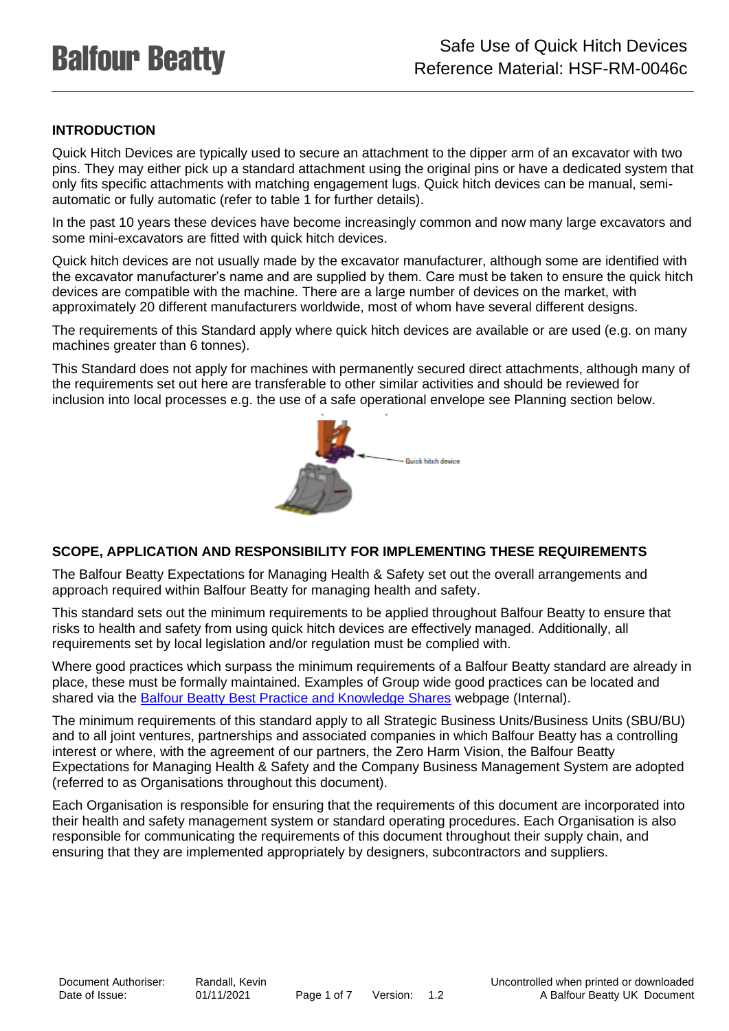## INTRODUCTION

Quick Hitch Devices are typically used to secure an attachment to the dipper arm of an excavator with two pins. They may either pick up a standard attachment using the original pins or have a dedicated system that only fits specific attachments with matching engagement lugs. Quick hitch devices can be manual, semi-automatic or fully automatic (refer to table 1 for further details).

In the past 10 years these devices have become increasingly common and now many large excavators and some mini-excavators are fitted with quick hitch devices.

Quick hitch devices are not usually made by the excavator manufacturer, although some are identified with the excavator manufacturer's name and are supplied by them. Care must be taken to ensure the quick hitch devices are compatible with the machine. There are a large number of devices on the market, with approximately 20 different manufacturers worldwide, most of whom have several different designs.

The requirements of this Standard apply where quick hitch devices are available or are used (e.g. on many machines greater than 6 tonnes).

This Standard does not apply for machines with permanently secured direct attachments, although many of the requirements set out here are transferable to other similar activities and should be reviewed for inclusion into local processes e.g. the use of a safe operational envelope see Planning section below.

Quick hitch device

## SCOPE, APPLICATION AND RESPONSIBILITY FOR IMPLEMENTING THESE REQUIREMENTS

The Balfour Beatty Expectations for Managing Health & Safety set out the overall arrangements and approach required within Balfour Beatty for managing health and safety.

This standard sets out the minimum requirements to be applied throughout Balfour Beatty to ensure that risks to health and safety from using quick hitch devices are effectively managed. Additionally, all requirements set by local legislation and/or regulation must be complied with.

Where good practices which surpass the minimum requirements of a Balfour Beatty standard are already in place, these must be formally maintained. Examples of Group wide good practices can be located and shared via the Balfour Beatty Best Practice and Knowledge Shares webpage (Internal).

The minimum requirements of this standard apply to all Strategic Business Units/Business Units (SBU/BU) and to all joint ventures, partnerships and associated companies in which Balfour Beatty has a controlling interest or where, with the agreement of our partners, the Zero Harm Vision, the Balfour Beatty Expectations for Managing Health & Safety and the Company Business Management System are adopted (referred to as Organisations throughout this document).

Each Organisation is responsible for ensuring that the requirements of this document are incorporated into their health and safety management system or standard operating procedures. Each Organisation is also responsible for communicating the requirements of this document throughout their supply chain, and ensuring that they are implemented appropriately by designers, subcontractors and suppliers.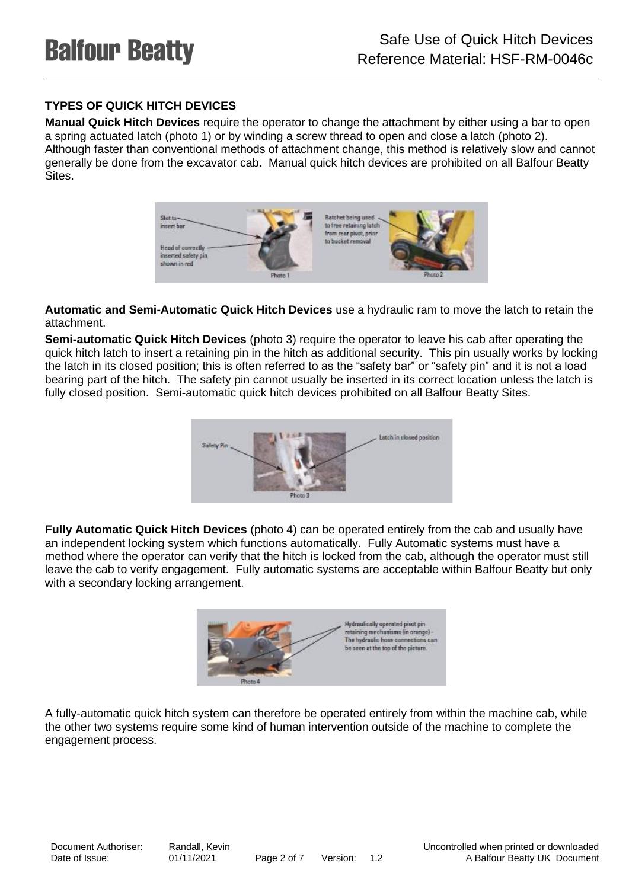## TYPES OF QUICK HITCH DEVICES

**Manual Quick Hitch Devices** require the operator to change the attachment by either using a bar to open a spring actuated latch (photo 1) or by winding a screw thread to open and close a latch (photo 2). Although faster than conventional methods of attachment change, this method is relatively slow and cannot generally be done from the excavator cab. Manual quick hitch devices are prohibited on all Balfour Beatty Sites.

**Automatic and Semi-Automatic Quick Hitch Devices** use a hydraulic ram to move the latch to retain the attachment.

**Semi-automatic Quick Hitch Devices** (photo 3) require the operator to leave his cab after operating the quick hitch latch to insert a retaining pin in the hitch as additional security. This pin usually works by locking the latch in its closed position; this is often referred to as the "safety bar" or "safety pin" and it is not a load bearing part of the hitch. The safety pin cannot usually be inserted in its correct location unless the latch is fully closed position. Semi-automatic quick hitch devices prohibited on all Balfour Beatty Sites.

**Fully Automatic Quick Hitch Devices** (photo 4) can be operated entirely from the cab and usually have an independent locking system which functions automatically. Fully Automatic systems must have a method where the operator can verify that the hitch is locked from the cab, although the operator must still leave the cab to verify engagement. Fully automatic systems are acceptable within Balfour Beatty but only with a secondary locking arrangement.

A fully-automatic quick hitch system can therefore be operated entirely from within the machine cab, while the other two systems require some kind of human intervention outside of the machine to complete the engagement process.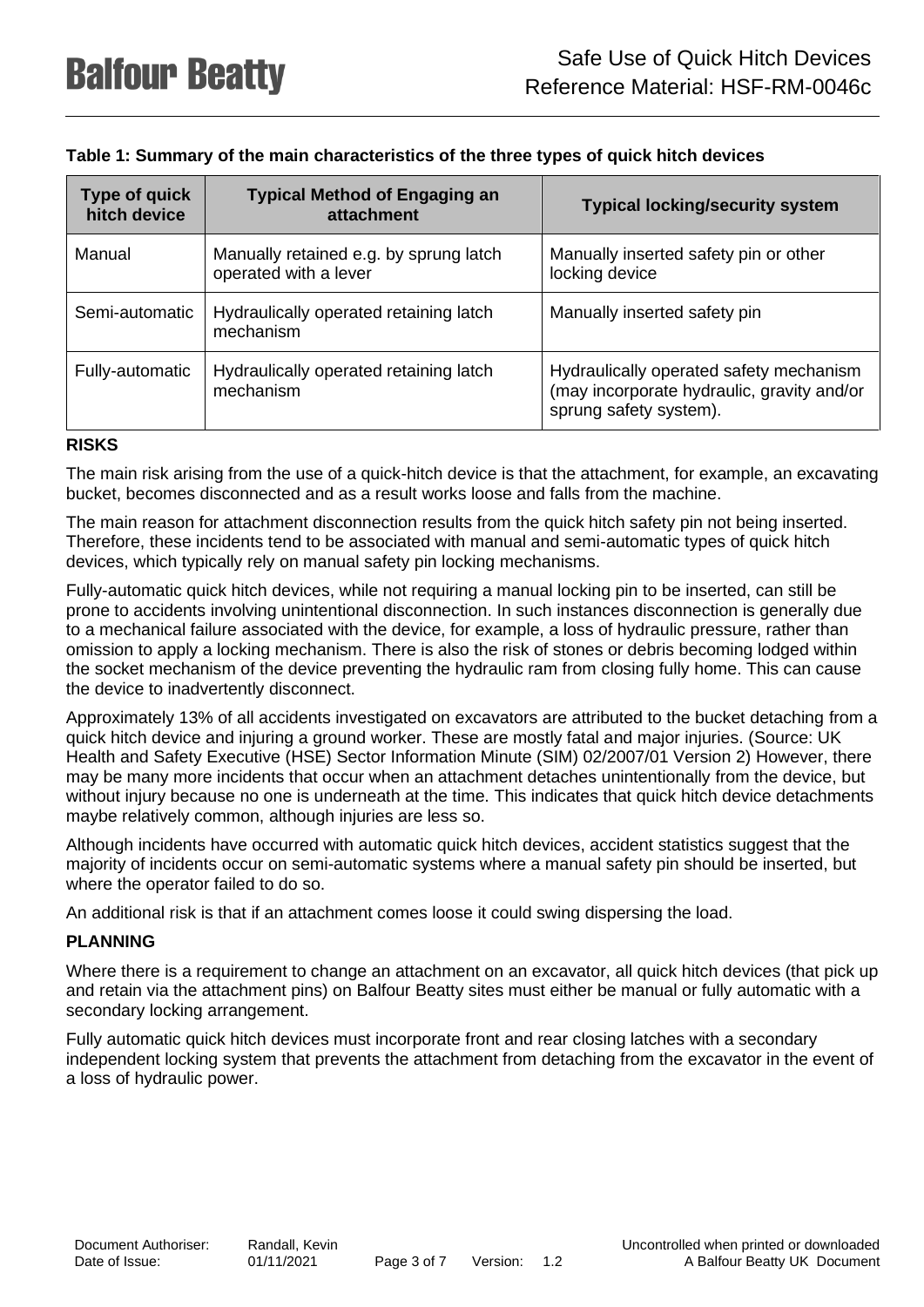**Table 1: Summary of the main characteristics of the three types of quick hitch devices**

| Type of quick hitch device | Typical Method of Engaging an attachment | Typical locking/security system |
|---|---|---|
| Manual | Manually retained e.g. by sprung latch operated with a lever | Manually inserted safety pin or other locking device |
| Semi-automatic | Hydraulically operated retaining latch mechanism | Manually inserted safety pin |
| Fully-automatic | Hydraulically operated retaining latch mechanism | Hydraulically operated safety mechanism (may incorporate hydraulic, gravity and/or sprung safety system). |

**RISKS**

The main risk arising from the use of a quick-hitch device is that the attachment, for example, an excavating bucket, becomes disconnected and as a result works loose and falls from the machine.

The main reason for attachment disconnection results from the quick hitch safety pin not being inserted. Therefore, these incidents tend to be associated with manual and semi-automatic types of quick hitch devices, which typically rely on manual safety pin locking mechanisms.

Fully-automatic quick hitch devices, while not requiring a manual locking pin to be inserted, can still be prone to accidents involving unintentional disconnection. In such instances disconnection is generally due to a mechanical failure associated with the device, for example, a loss of hydraulic pressure, rather than omission to apply a locking mechanism. There is also the risk of stones or debris becoming lodged within the socket mechanism of the device preventing the hydraulic ram from closing fully home. This can cause the device to inadvertently disconnect.

Approximately 13% of all accidents investigated on excavators are attributed to the bucket detaching from a quick hitch device and injuring a ground worker. These are mostly fatal and major injuries. (Source: UK Health and Safety Executive (HSE) Sector Information Minute (SIM) 02/2007/01 Version 2) However, there may be many more incidents that occur when an attachment detaches unintentionally from the device, but without injury because no one is underneath at the time. This indicates that quick hitch device detachments maybe relatively common, although injuries are less so.

Although incidents have occurred with automatic quick hitch devices, accident statistics suggest that the majority of incidents occur on semi-automatic systems where a manual safety pin should be inserted, but where the operator failed to do so.

An additional risk is that if an attachment comes loose it could swing dispersing the load.

**PLANNING**

Where there is a requirement to change an attachment on an excavator, all quick hitch devices (that pick up and retain via the attachment pins) on Balfour Beatty sites must either be manual or fully automatic with a secondary locking arrangement.

Fully automatic quick hitch devices must incorporate front and rear closing latches with a secondary independent locking system that prevents the attachment from detaching from the excavator in the event of a loss of hydraulic power.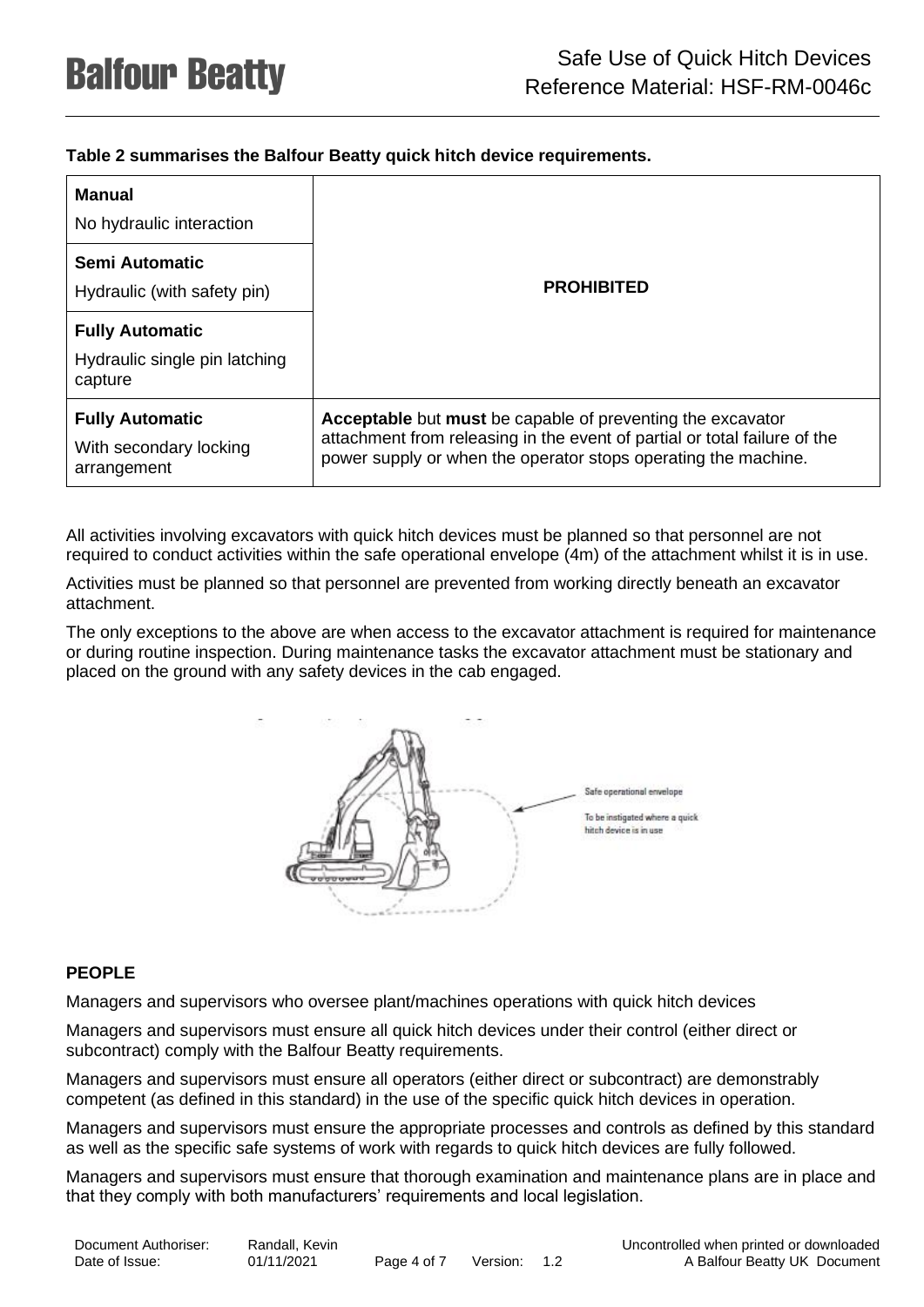**Table 2 summarises the Balfour Beatty quick hitch device requirements.**

| | |
|---|---|
| **Manual**<br>No hydraulic interaction | **PROHIBITED** |
| **Semi Automatic**<br>Hydraulic (with safety pin) | |
| **Fully Automatic**<br>Hydraulic single pin latching capture | |
| **Fully Automatic**<br>With secondary locking arrangement | **Acceptable** but **must** be capable of preventing the excavator attachment from releasing in the event of partial or total failure of the power supply or when the operator stops operating the machine. |

All activities involving excavators with quick hitch devices must be planned so that personnel are not required to conduct activities within the safe operational envelope (4m) of the attachment whilst it is in use.

Activities must be planned so that personnel are prevented from working directly beneath an excavator attachment.

The only exceptions to the above are when access to the excavator attachment is required for maintenance or during routine inspection. During maintenance tasks the excavator attachment must be stationary and placed on the ground with any safety devices in the cab engaged.

Safe operational envelope

To be instigated where a quick hitch device is in use

**PEOPLE**

Managers and supervisors who oversee plant/machines operations with quick hitch devices

Managers and supervisors must ensure all quick hitch devices under their control (either direct or subcontract) comply with the Balfour Beatty requirements.

Managers and supervisors must ensure all operators (either direct or subcontract) are demonstrably competent (as defined in this standard) in the use of the specific quick hitch devices in operation.

Managers and supervisors must ensure the appropriate processes and controls as defined by this standard as well as the specific safe systems of work with regards to quick hitch devices are fully followed.

Managers and supervisors must ensure that thorough examination and maintenance plans are in place and that they comply with both manufacturers' requirements and local legislation.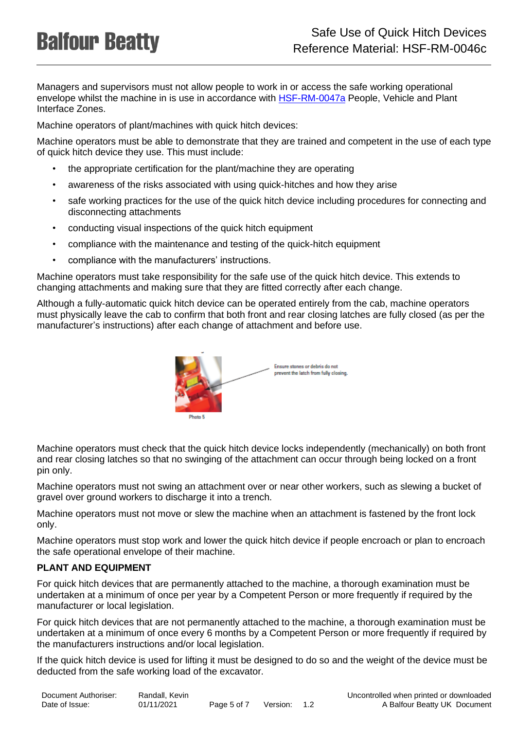Managers and supervisors must not allow people to work in or access the safe working operational envelope whilst the machine in is use in accordance with HSF-RM-0047a People, Vehicle and Plant Interface Zones.

Machine operators of plant/machines with quick hitch devices:

Machine operators must be able to demonstrate that they are trained and competent in the use of each type of quick hitch device they use. This must include:

- the appropriate certification for the plant/machine they are operating
- awareness of the risks associated with using quick-hitches and how they arise
- safe working practices for the use of the quick hitch device including procedures for connecting and disconnecting attachments
- conducting visual inspections of the quick hitch equipment
- compliance with the maintenance and testing of the quick-hitch equipment
- compliance with the manufacturers' instructions.

Machine operators must take responsibility for the safe use of the quick hitch device. This extends to changing attachments and making sure that they are fitted correctly after each change.

Although a fully-automatic quick hitch device can be operated entirely from the cab, machine operators must physically leave the cab to confirm that both front and rear closing latches are fully closed (as per the manufacturer's instructions) after each change of attachment and before use.

Ensure stones or debris do not prevent the latch from fully closing.

Photo 5

Machine operators must check that the quick hitch device locks independently (mechanically) on both front and rear closing latches so that no swinging of the attachment can occur through being locked on a front pin only.

Machine operators must not swing an attachment over or near other workers, such as slewing a bucket of gravel over ground workers to discharge it into a trench.

Machine operators must not move or slew the machine when an attachment is fastened by the front lock only.

Machine operators must stop work and lower the quick hitch device if people encroach or plan to encroach the safe operational envelope of their machine.

**PLANT AND EQUIPMENT**

For quick hitch devices that are permanently attached to the machine, a thorough examination must be undertaken at a minimum of once per year by a Competent Person or more frequently if required by the manufacturer or local legislation.

For quick hitch devices that are not permanently attached to the machine, a thorough examination must be undertaken at a minimum of once every 6 months by a Competent Person or more frequently if required by the manufacturers instructions and/or local legislation.

If the quick hitch device is used for lifting it must be designed to do so and the weight of the device must be deducted from the safe working load of the excavator.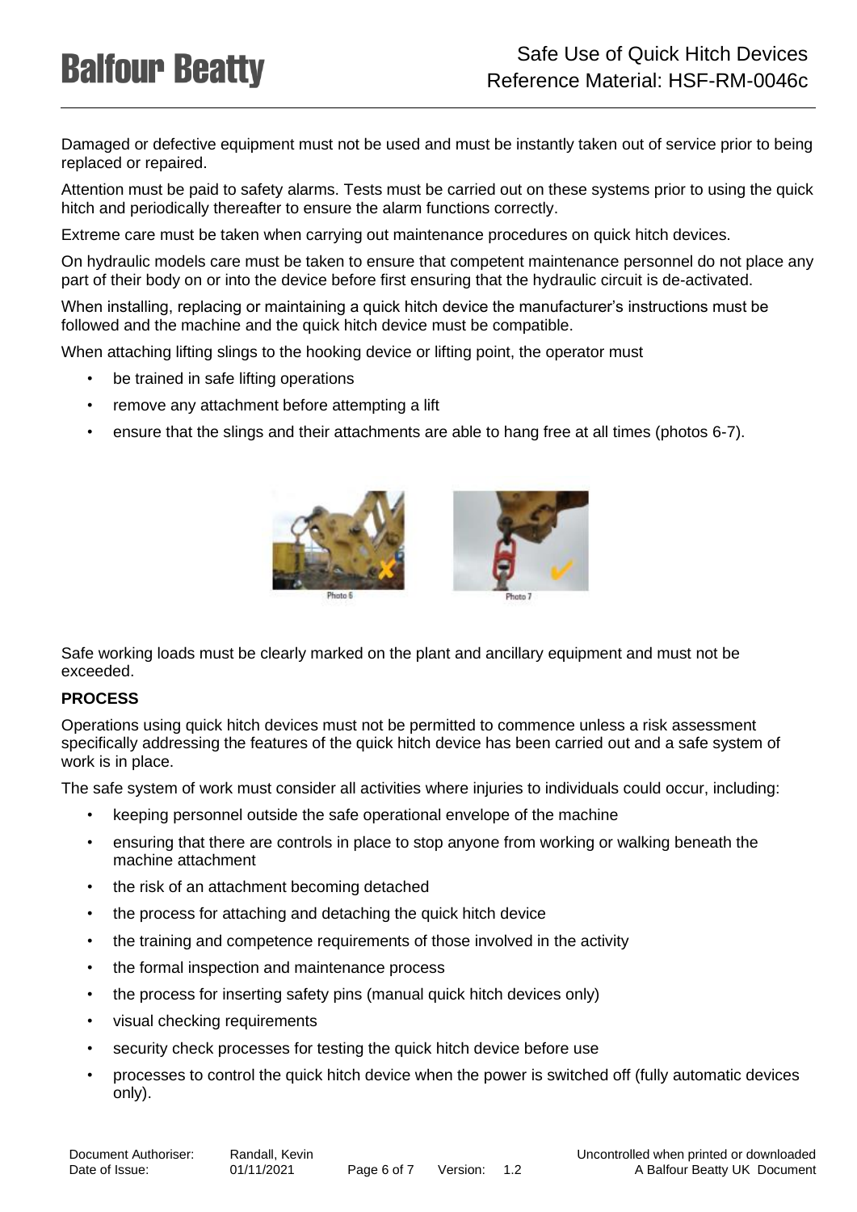Damaged or defective equipment must not be used and must be instantly taken out of service prior to being replaced or repaired.

Attention must be paid to safety alarms. Tests must be carried out on these systems prior to using the quick hitch and periodically thereafter to ensure the alarm functions correctly.

Extreme care must be taken when carrying out maintenance procedures on quick hitch devices.

On hydraulic models care must be taken to ensure that competent maintenance personnel do not place any part of their body on or into the device before first ensuring that the hydraulic circuit is de-activated.

When installing, replacing or maintaining a quick hitch device the manufacturer's instructions must be followed and the machine and the quick hitch device must be compatible.

When attaching lifting slings to the hooking device or lifting point, the operator must

- be trained in safe lifting operations
- remove any attachment before attempting a lift
- ensure that the slings and their attachments are able to hang free at all times (photos 6-7).

Photo 6

Photo 7

Safe working loads must be clearly marked on the plant and ancillary equipment and must not be exceeded.

**PROCESS**

Operations using quick hitch devices must not be permitted to commence unless a risk assessment specifically addressing the features of the quick hitch device has been carried out and a safe system of work is in place.

The safe system of work must consider all activities where injuries to individuals could occur, including:

- keeping personnel outside the safe operational envelope of the machine
- ensuring that there are controls in place to stop anyone from working or walking beneath the machine attachment
- the risk of an attachment becoming detached
- the process for attaching and detaching the quick hitch device
- the training and competence requirements of those involved in the activity
- the formal inspection and maintenance process
- the process for inserting safety pins (manual quick hitch devices only)
- visual checking requirements
- security check processes for testing the quick hitch device before use
- processes to control the quick hitch device when the power is switched off (fully automatic devices only).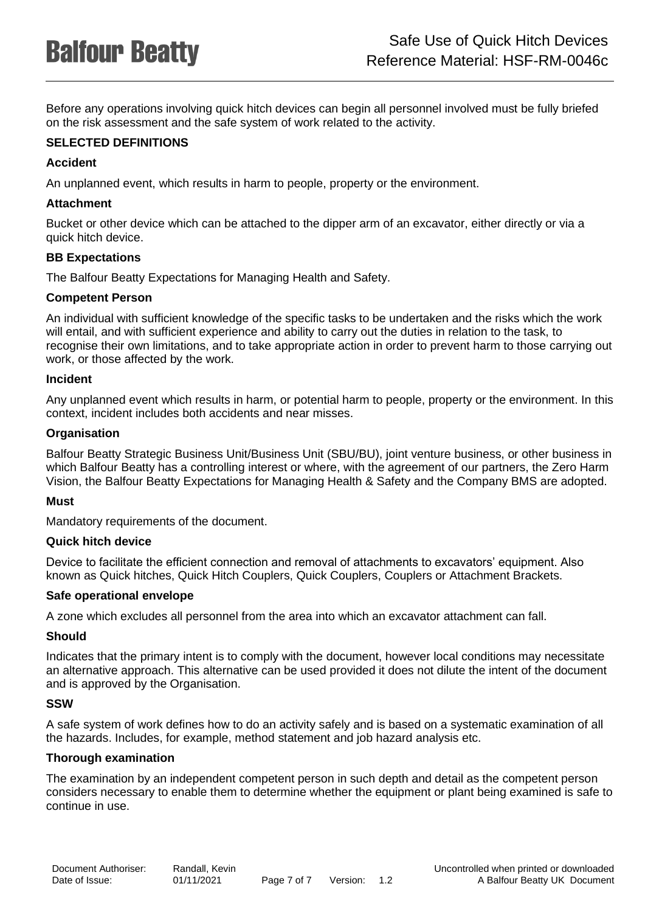Before any operations involving quick hitch devices can begin all personnel involved must be fully briefed on the risk assessment and the safe system of work related to the activity.

## SELECTED DEFINITIONS

### Accident

An unplanned event, which results in harm to people, property or the environment.

### Attachment

Bucket or other device which can be attached to the dipper arm of an excavator, either directly or via a quick hitch device.

### BB Expectations

The Balfour Beatty Expectations for Managing Health and Safety.

### Competent Person

An individual with sufficient knowledge of the specific tasks to be undertaken and the risks which the work will entail, and with sufficient experience and ability to carry out the duties in relation to the task, to recognise their own limitations, and to take appropriate action in order to prevent harm to those carrying out work, or those affected by the work.

### Incident

Any unplanned event which results in harm, or potential harm to people, property or the environment. In this context, incident includes both accidents and near misses.

### Organisation

Balfour Beatty Strategic Business Unit/Business Unit (SBU/BU), joint venture business, or other business in which Balfour Beatty has a controlling interest or where, with the agreement of our partners, the Zero Harm Vision, the Balfour Beatty Expectations for Managing Health & Safety and the Company BMS are adopted.

### Must

Mandatory requirements of the document.

### Quick hitch device

Device to facilitate the efficient connection and removal of attachments to excavators' equipment. Also known as Quick hitches, Quick Hitch Couplers, Quick Couplers, Couplers or Attachment Brackets.

### Safe operational envelope

A zone which excludes all personnel from the area into which an excavator attachment can fall.

### Should

Indicates that the primary intent is to comply with the document, however local conditions may necessitate an alternative approach. This alternative can be used provided it does not dilute the intent of the document and is approved by the Organisation.

### SSW

A safe system of work defines how to do an activity safely and is based on a systematic examination of all the hazards. Includes, for example, method statement and job hazard analysis etc.

### Thorough examination

The examination by an independent competent person in such depth and detail as the competent person considers necessary to enable them to determine whether the equipment or plant being examined is safe to continue in use.